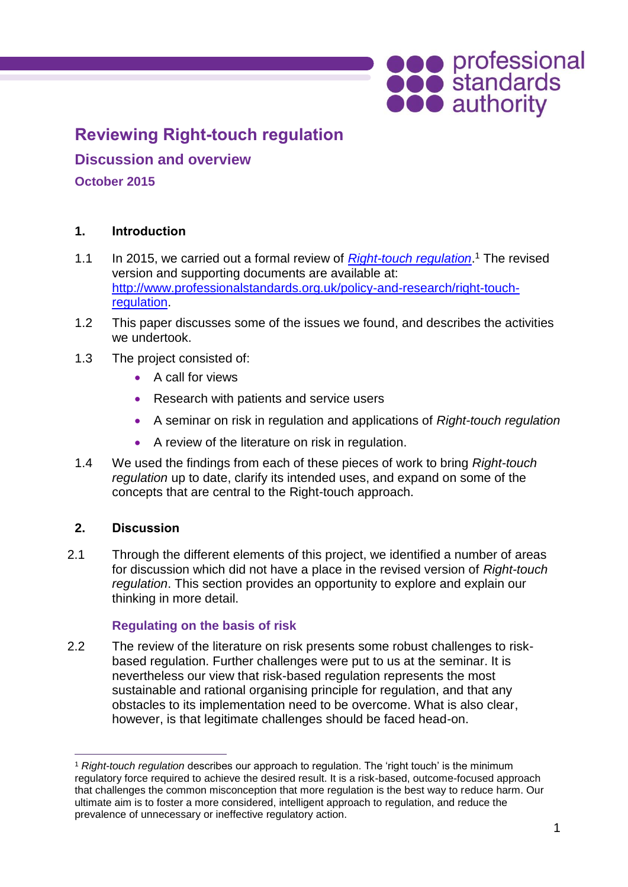# Reviewing Right-touch regulation

## Discussion and overview

### October 2015

## 1. Introduction

1.1 In 2015, we carried out a formal review of *[Right-touch regulation](http://www.professionalstandards.org.uk/policy-and-research/right-touch-regulation)*.[1] The revised version and supporting documents are available at: [http://www.professionalstandards.org.uk/policy-and-research/right-touch-regulation](http://www.professionalstandards.org.uk/policy-and-research/right-touch-regulation).

1.2 This paper discusses some of the issues we found, and describes the activities we undertook.

1.3 The project consisted of:

- A call for views
- Research with patients and service users
- A seminar on risk in regulation and applications of *Right-touch regulation*
- A review of the literature on risk in regulation.

1.4 We used the findings from each of these pieces of work to bring *Right-touch regulation* up to date, clarify its intended uses, and expand on some of the concepts that are central to the Right-touch approach.

## 2. Discussion

2.1 Through the different elements of this project, we identified a number of areas for discussion which did not have a place in the revised version of *Right-touch regulation*. This section provides an opportunity to explore and explain our thinking in more detail.

### Regulating on the basis of risk

2.2 The review of the literature on risk presents some robust challenges to risk-based regulation. Further challenges were put to us at the seminar. It is nevertheless our view that risk-based regulation represents the most sustainable and rational organising principle for regulation, and that any obstacles to its implementation need to be overcome. What is also clear, however, is that legitimate challenges should be faced head-on.

---

[1] *Right-touch regulation* describes our approach to regulation. The 'right touch' is the minimum regulatory force required to achieve the desired result. It is a risk-based, outcome-focused approach that challenges the common misconception that more regulation is the best way to reduce harm. Our ultimate aim is to foster a more considered, intelligent approach to regulation, and reduce the prevalence of unnecessary or ineffective regulatory action.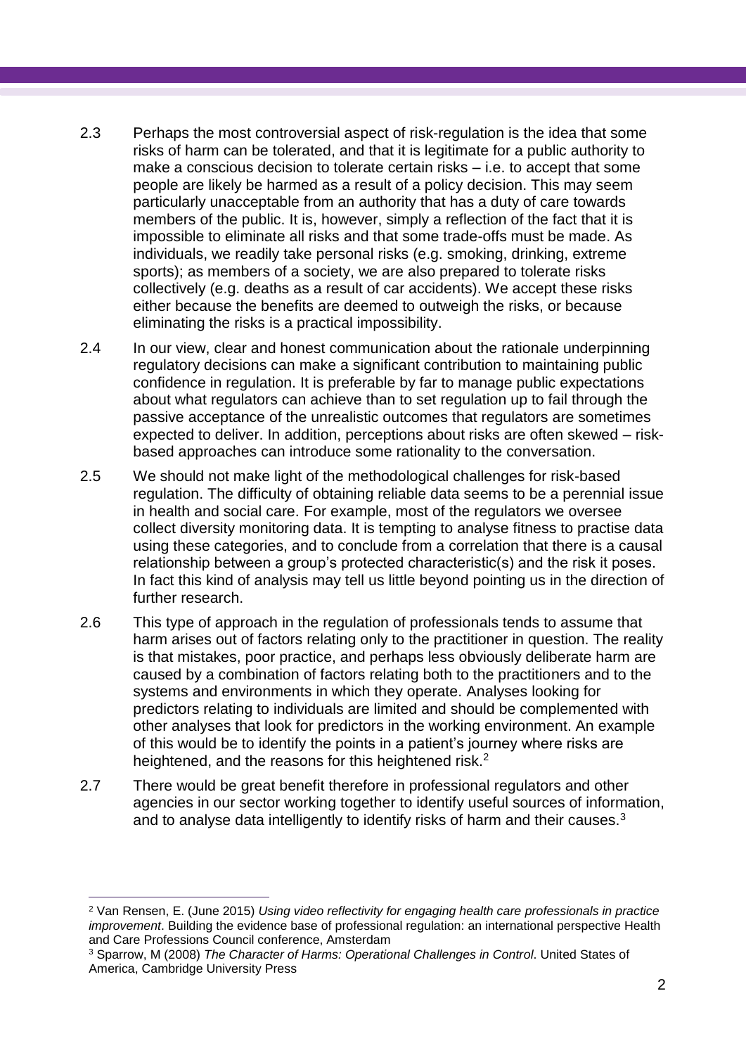2.3 Perhaps the most controversial aspect of risk-regulation is the idea that some risks of harm can be tolerated, and that it is legitimate for a public authority to make a conscious decision to tolerate certain risks – i.e. to accept that some people are likely be harmed as a result of a policy decision. This may seem particularly unacceptable from an authority that has a duty of care towards members of the public. It is, however, simply a reflection of the fact that it is impossible to eliminate all risks and that some trade-offs must be made. As individuals, we readily take personal risks (e.g. smoking, drinking, extreme sports); as members of a society, we are also prepared to tolerate risks collectively (e.g. deaths as a result of car accidents). We accept these risks either because the benefits are deemed to outweigh the risks, or because eliminating the risks is a practical impossibility.

2.4 In our view, clear and honest communication about the rationale underpinning regulatory decisions can make a significant contribution to maintaining public confidence in regulation. It is preferable by far to manage public expectations about what regulators can achieve than to set regulation up to fail through the passive acceptance of the unrealistic outcomes that regulators are sometimes expected to deliver. In addition, perceptions about risks are often skewed – risk-based approaches can introduce some rationality to the conversation.

2.5 We should not make light of the methodological challenges for risk-based regulation. The difficulty of obtaining reliable data seems to be a perennial issue in health and social care. For example, most of the regulators we oversee collect diversity monitoring data. It is tempting to analyse fitness to practise data using these categories, and to conclude from a correlation that there is a causal relationship between a group's protected characteristic(s) and the risk it poses. In fact this kind of analysis may tell us little beyond pointing us in the direction of further research.

2.6 This type of approach in the regulation of professionals tends to assume that harm arises out of factors relating only to the practitioner in question. The reality is that mistakes, poor practice, and perhaps less obviously deliberate harm are caused by a combination of factors relating both to the practitioners and to the systems and environments in which they operate. Analyses looking for predictors relating to individuals are limited and should be complemented with other analyses that look for predictors in the working environment. An example of this would be to identify the points in a patient's journey where risks are heightened, and the reasons for this heightened risk.[2]

2.7 There would be great benefit therefore in professional regulators and other agencies in our sector working together to identify useful sources of information, and to analyse data intelligently to identify risks of harm and their causes.[3]

---

[2] Van Rensen, E. (June 2015) *Using video reflectivity for engaging health care professionals in practice improvement*. Building the evidence base of professional regulation: an international perspective Health and Care Professions Council conference, Amsterdam

[3] Sparrow, M (2008) *The Character of Harms: Operational Challenges in Control*. United States of America, Cambridge University Press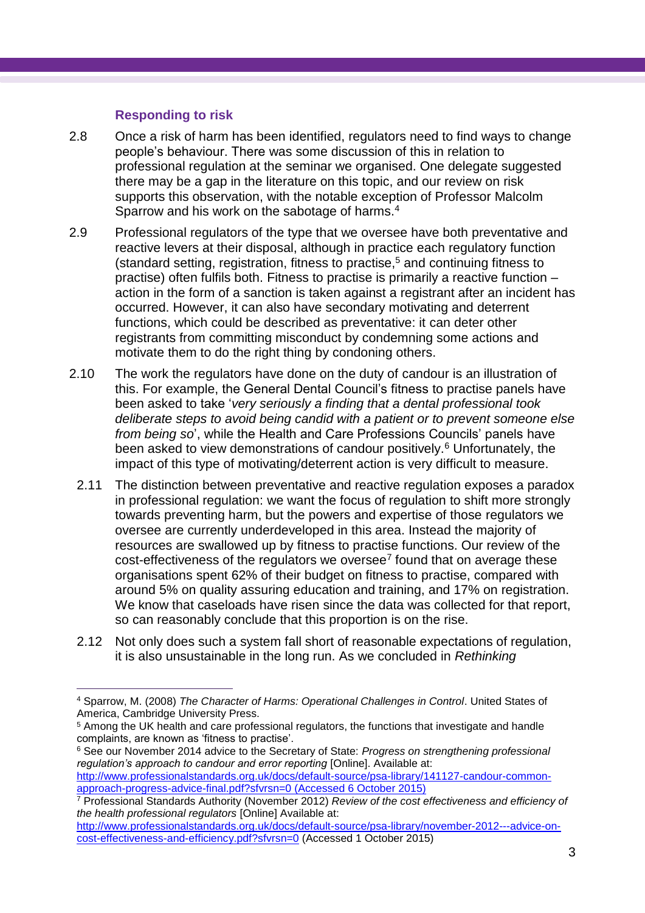### Responding to risk

2.8 Once a risk of harm has been identified, regulators need to find ways to change people's behaviour. There was some discussion of this in relation to professional regulation at the seminar we organised. One delegate suggested there may be a gap in the literature on this topic, and our review on risk supports this observation, with the notable exception of Professor Malcolm Sparrow and his work on the sabotage of harms.[4]

2.9 Professional regulators of the type that we oversee have both preventative and reactive levers at their disposal, although in practice each regulatory function (standard setting, registration, fitness to practise,[5] and continuing fitness to practise) often fulfils both. Fitness to practise is primarily a reactive function – action in the form of a sanction is taken against a registrant after an incident has occurred. However, it can also have secondary motivating and deterrent functions, which could be described as preventative: it can deter other registrants from committing misconduct by condemning some actions and motivate them to do the right thing by condoning others.

2.10 The work the regulators have done on the duty of candour is an illustration of this. For example, the General Dental Council's fitness to practise panels have been asked to take '*very seriously a finding that a dental professional took deliberate steps to avoid being candid with a patient or to prevent someone else from being so*', while the Health and Care Professions Councils' panels have been asked to view demonstrations of candour positively.[6] Unfortunately, the impact of this type of motivating/deterrent action is very difficult to measure.

2.11 The distinction between preventative and reactive regulation exposes a paradox in professional regulation: we want the focus of regulation to shift more strongly towards preventing harm, but the powers and expertise of those regulators we oversee are currently underdeveloped in this area. Instead the majority of resources are swallowed up by fitness to practise functions. Our review of the cost-effectiveness of the regulators we oversee[7] found that on average these organisations spent 62% of their budget on fitness to practise, compared with around 5% on quality assuring education and training, and 17% on registration. We know that caseloads have risen since the data was collected for that report, so can reasonably conclude that this proportion is on the rise.

2.12 Not only does such a system fall short of reasonable expectations of regulation, it is also unsustainable in the long run. As we concluded in *Rethinking*

---

[4] Sparrow, M. (2008) *The Character of Harms: Operational Challenges in Control*. United States of America, Cambridge University Press.

[5] Among the UK health and care professional regulators, the functions that investigate and handle complaints, are known as 'fitness to practise'.

[6] See our November 2014 advice to the Secretary of State: *Progress on strengthening professional regulation's approach to candour and error reporting* [Online]. Available at: http://www.professionalstandards.org.uk/docs/default-source/psa-library/141127-candour-common-approach-progress-advice-final.pdf?sfvrsn=0 (Accessed 6 October 2015)

[7] Professional Standards Authority (November 2012) *Review of the cost effectiveness and efficiency of the health professional regulators* [Online] Available at: http://www.professionalstandards.org.uk/docs/default-source/psa-library/november-2012---advice-on-cost-effectiveness-and-efficiency.pdf?sfvrsn=0 (Accessed 1 October 2015)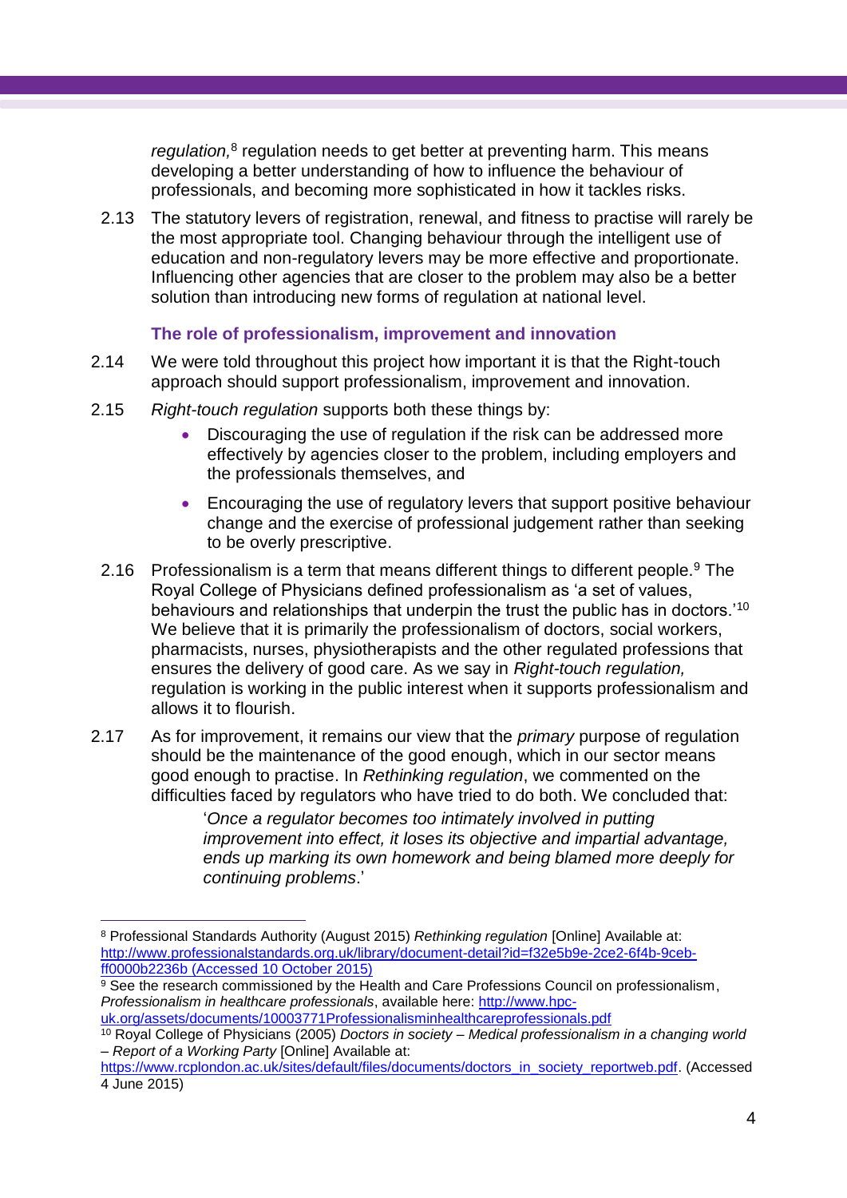*regulation,*[8] regulation needs to get better at preventing harm. This means developing a better understanding of how to influence the behaviour of professionals, and becoming more sophisticated in how it tackles risks.

2.13 The statutory levers of registration, renewal, and fitness to practise will rarely be the most appropriate tool. Changing behaviour through the intelligent use of education and non-regulatory levers may be more effective and proportionate. Influencing other agencies that are closer to the problem may also be a better solution than introducing new forms of regulation at national level.

### The role of professionalism, improvement and innovation

2.14 We were told throughout this project how important it is that the Right-touch approach should support professionalism, improvement and innovation.

2.15 *Right-touch regulation* supports both these things by:

- Discouraging the use of regulation if the risk can be addressed more effectively by agencies closer to the problem, including employers and the professionals themselves, and
- Encouraging the use of regulatory levers that support positive behaviour change and the exercise of professional judgement rather than seeking to be overly prescriptive.

2.16 Professionalism is a term that means different things to different people.[9] The Royal College of Physicians defined professionalism as 'a set of values, behaviours and relationships that underpin the trust the public has in doctors.'[10] We believe that it is primarily the professionalism of doctors, social workers, pharmacists, nurses, physiotherapists and the other regulated professions that ensures the delivery of good care. As we say in *Right-touch regulation,* regulation is working in the public interest when it supports professionalism and allows it to flourish.

2.17 As for improvement, it remains our view that the *primary* purpose of regulation should be the maintenance of the good enough, which in our sector means good enough to practise. In *Rethinking regulation*, we commented on the difficulties faced by regulators who have tried to do both. We concluded that:

> '*Once a regulator becomes too intimately involved in putting improvement into effect, it loses its objective and impartial advantage, ends up marking its own homework and being blamed more deeply for continuing problems*.'

---

[8] Professional Standards Authority (August 2015) *Rethinking regulation* [Online] Available at: http://www.professionalstandards.org.uk/library/document-detail?id=f32e5b9e-2ce2-6f4b-9ceb-ff0000b2236b (Accessed 10 October 2015)

[9] See the research commissioned by the Health and Care Professions Council on professionalism, *Professionalism in healthcare professionals*, available here: http://www.hpc-uk.org/assets/documents/10003771Professionalisminhealthcareprofessionals.pdf

[10] Royal College of Physicians (2005) *Doctors in society – Medical professionalism in a changing world – Report of a Working Party* [Online] Available at: https://www.rcplondon.ac.uk/sites/default/files/documents/doctors_in_society_reportweb.pdf. (Accessed 4 June 2015)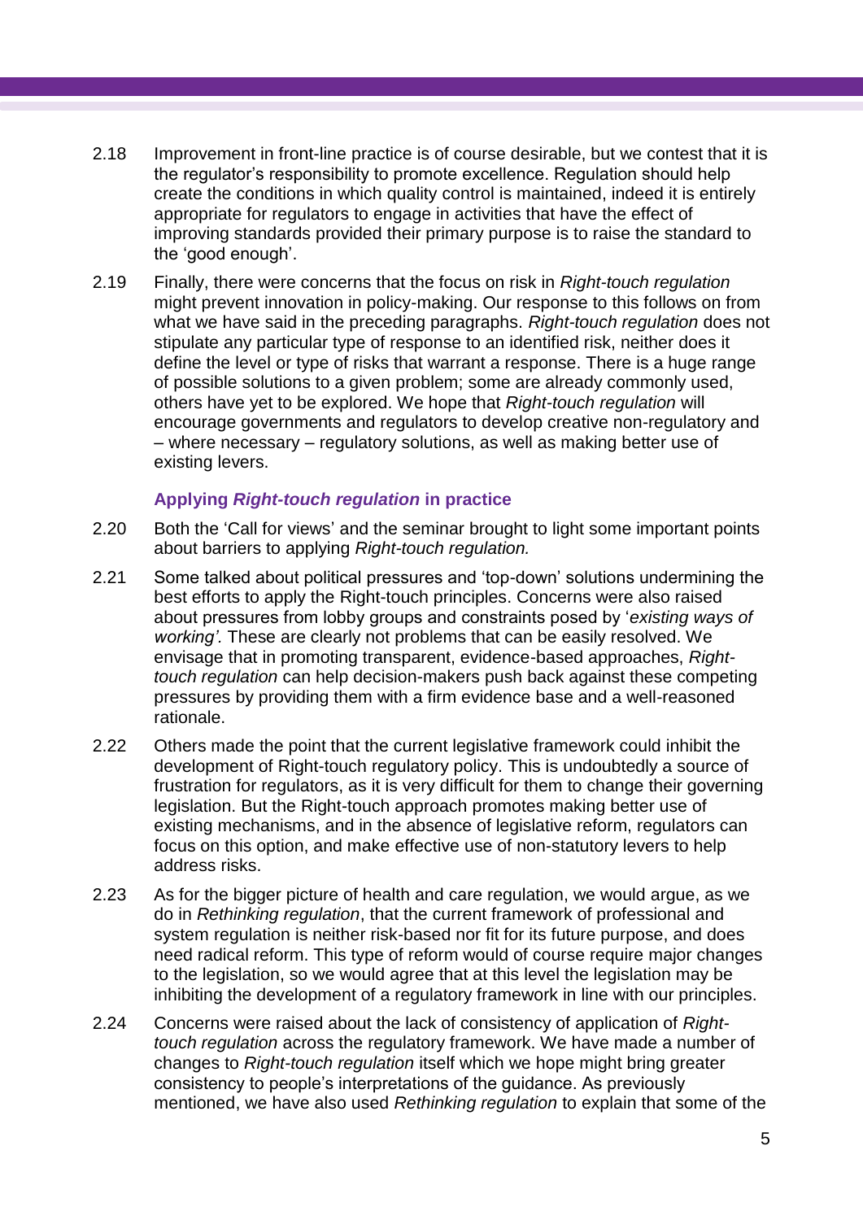2.18 Improvement in front-line practice is of course desirable, but we contest that it is the regulator's responsibility to promote excellence. Regulation should help create the conditions in which quality control is maintained, indeed it is entirely appropriate for regulators to engage in activities that have the effect of improving standards provided their primary purpose is to raise the standard to the 'good enough'.

2.19 Finally, there were concerns that the focus on risk in *Right-touch regulation* might prevent innovation in policy-making. Our response to this follows on from what we have said in the preceding paragraphs. *Right-touch regulation* does not stipulate any particular type of response to an identified risk, neither does it define the level or type of risks that warrant a response. There is a huge range of possible solutions to a given problem; some are already commonly used, others have yet to be explored. We hope that *Right-touch regulation* will encourage governments and regulators to develop creative non-regulatory and – where necessary – regulatory solutions, as well as making better use of existing levers.

### Applying *Right-touch regulation* in practice

2.20 Both the 'Call for views' and the seminar brought to light some important points about barriers to applying *Right-touch regulation.*

2.21 Some talked about political pressures and 'top-down' solutions undermining the best efforts to apply the Right-touch principles. Concerns were also raised about pressures from lobby groups and constraints posed by '*existing ways of working'.* These are clearly not problems that can be easily resolved. We envisage that in promoting transparent, evidence-based approaches, *Right-touch regulation* can help decision-makers push back against these competing pressures by providing them with a firm evidence base and a well-reasoned rationale.

2.22 Others made the point that the current legislative framework could inhibit the development of Right-touch regulatory policy. This is undoubtedly a source of frustration for regulators, as it is very difficult for them to change their governing legislation. But the Right-touch approach promotes making better use of existing mechanisms, and in the absence of legislative reform, regulators can focus on this option, and make effective use of non-statutory levers to help address risks.

2.23 As for the bigger picture of health and care regulation, we would argue, as we do in *Rethinking regulation*, that the current framework of professional and system regulation is neither risk-based nor fit for its future purpose, and does need radical reform. This type of reform would of course require major changes to the legislation, so we would agree that at this level the legislation may be inhibiting the development of a regulatory framework in line with our principles.

2.24 Concerns were raised about the lack of consistency of application of *Right-touch regulation* across the regulatory framework. We have made a number of changes to *Right-touch regulation* itself which we hope might bring greater consistency to people's interpretations of the guidance. As previously mentioned, we have also used *Rethinking regulation* to explain that some of the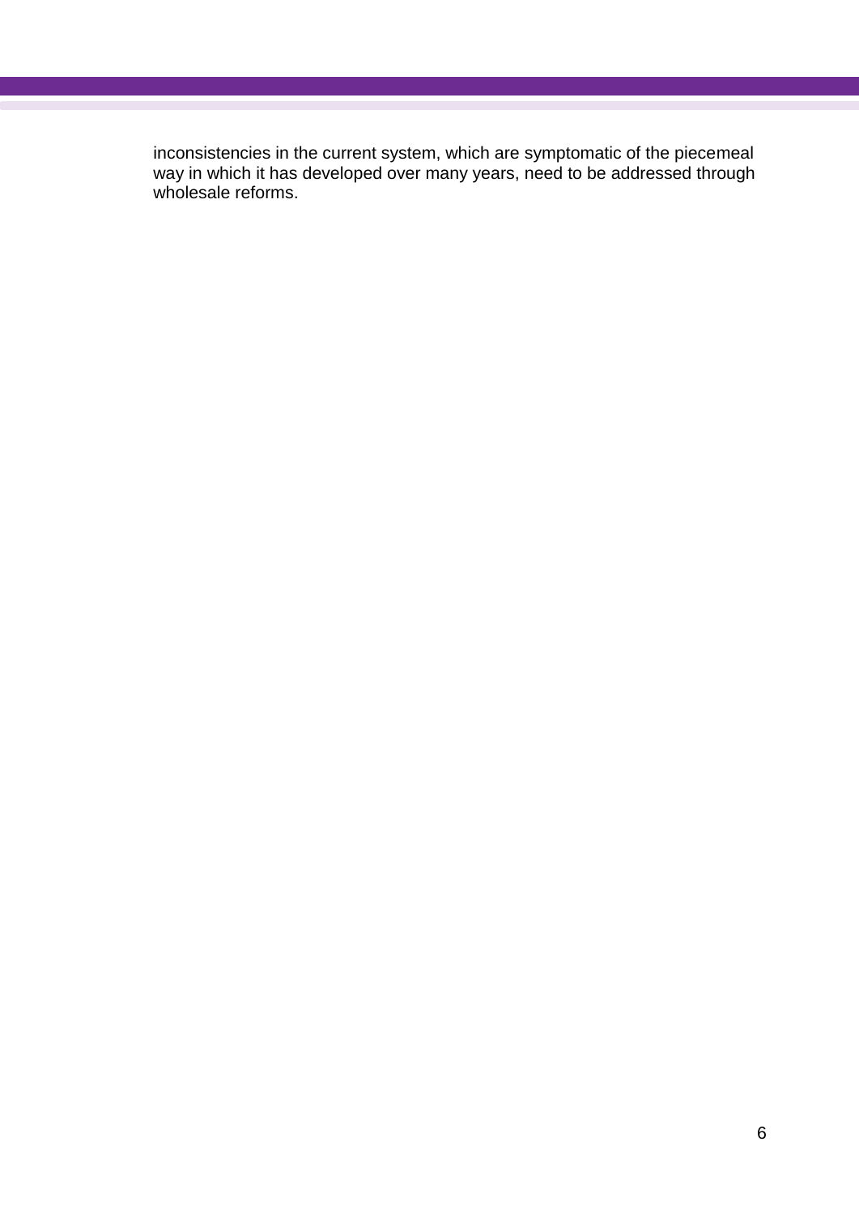inconsistencies in the current system, which are symptomatic of the piecemeal way in which it has developed over many years, need to be addressed through wholesale reforms.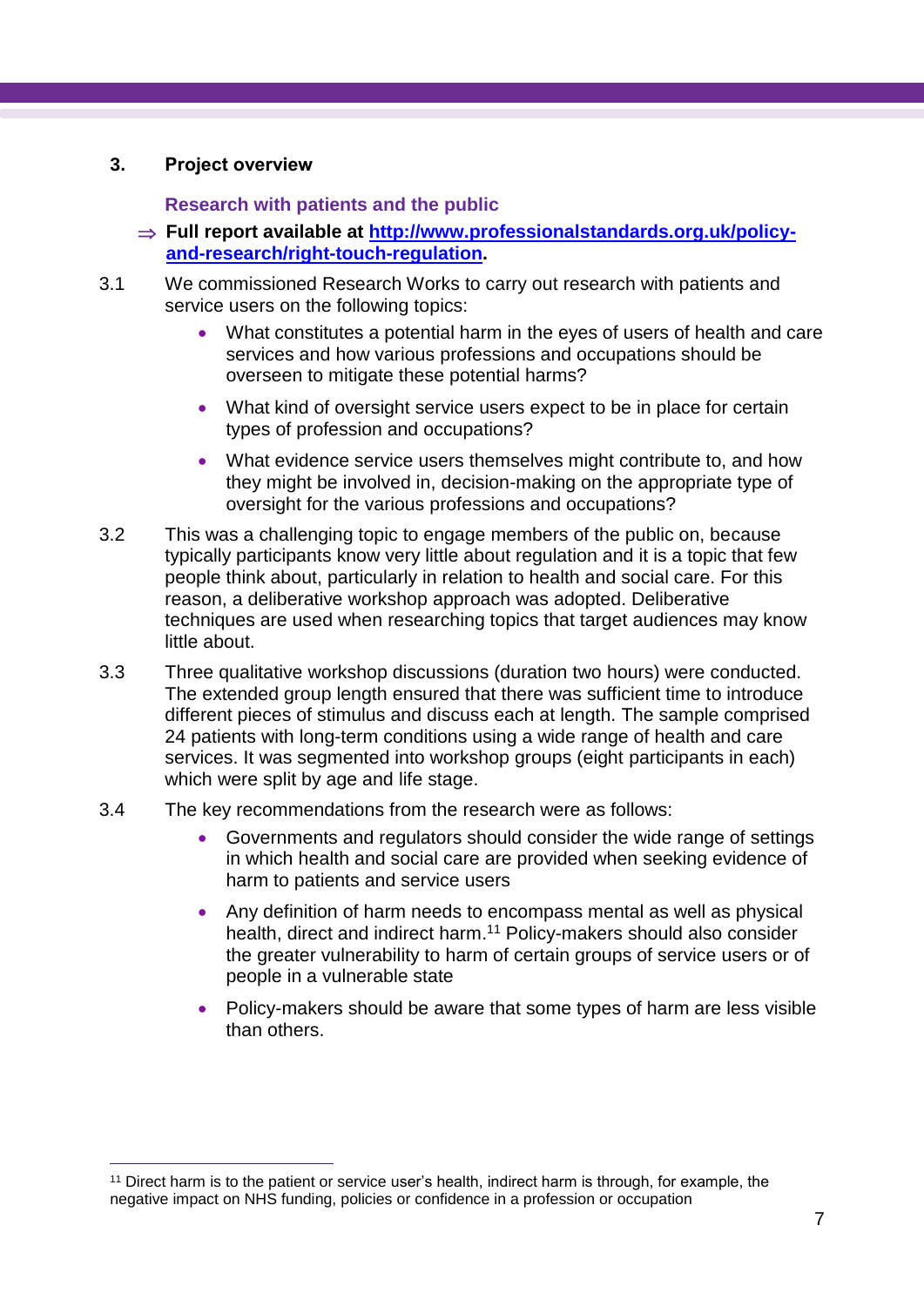## 3. Project overview

### Research with patients and the public

⇒ **Full report available at [http://www.professionalstandards.org.uk/policy-and-research/right-touch-regulation](http://www.professionalstandards.org.uk/policy-and-research/right-touch-regulation).**

3.1 We commissioned Research Works to carry out research with patients and service users on the following topics:

- What constitutes a potential harm in the eyes of users of health and care services and how various professions and occupations should be overseen to mitigate these potential harms?
- What kind of oversight service users expect to be in place for certain types of profession and occupations?
- What evidence service users themselves might contribute to, and how they might be involved in, decision-making on the appropriate type of oversight for the various professions and occupations?

3.2 This was a challenging topic to engage members of the public on, because typically participants know very little about regulation and it is a topic that few people think about, particularly in relation to health and social care. For this reason, a deliberative workshop approach was adopted. Deliberative techniques are used when researching topics that target audiences may know little about.

3.3 Three qualitative workshop discussions (duration two hours) were conducted. The extended group length ensured that there was sufficient time to introduce different pieces of stimulus and discuss each at length. The sample comprised 24 patients with long-term conditions using a wide range of health and care services. It was segmented into workshop groups (eight participants in each) which were split by age and life stage.

3.4 The key recommendations from the research were as follows:

- Governments and regulators should consider the wide range of settings in which health and social care are provided when seeking evidence of harm to patients and service users
- Any definition of harm needs to encompass mental as well as physical health, direct and indirect harm.[11] Policy-makers should also consider the greater vulnerability to harm of certain groups of service users or of people in a vulnerable state
- Policy-makers should be aware that some types of harm are less visible than others.

---

[11] Direct harm is to the patient or service user's health, indirect harm is through, for example, the negative impact on NHS funding, policies or confidence in a profession or occupation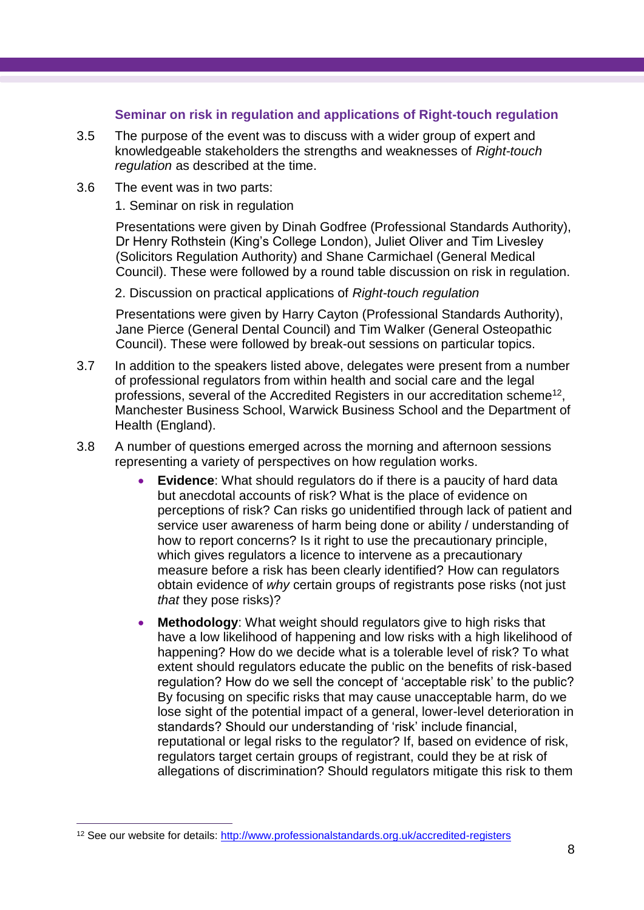### Seminar on risk in regulation and applications of Right-touch regulation

3.5 The purpose of the event was to discuss with a wider group of expert and knowledgeable stakeholders the strengths and weaknesses of *Right-touch regulation* as described at the time.

3.6 The event was in two parts:

1. Seminar on risk in regulation

   Presentations were given by Dinah Godfree (Professional Standards Authority), Dr Henry Rothstein (King's College London), Juliet Oliver and Tim Livesley (Solicitors Regulation Authority) and Shane Carmichael (General Medical Council). These were followed by a round table discussion on risk in regulation.

2. Discussion on practical applications of *Right-touch regulation*

   Presentations were given by Harry Cayton (Professional Standards Authority), Jane Pierce (General Dental Council) and Tim Walker (General Osteopathic Council). These were followed by break-out sessions on particular topics.

3.7 In addition to the speakers listed above, delegates were present from a number of professional regulators from within health and social care and the legal professions, several of the Accredited Registers in our accreditation scheme[12], Manchester Business School, Warwick Business School and the Department of Health (England).

3.8 A number of questions emerged across the morning and afternoon sessions representing a variety of perspectives on how regulation works.

- **Evidence**: What should regulators do if there is a paucity of hard data but anecdotal accounts of risk? What is the place of evidence on perceptions of risk? Can risks go unidentified through lack of patient and service user awareness of harm being done or ability / understanding of how to report concerns? Is it right to use the precautionary principle, which gives regulators a licence to intervene as a precautionary measure before a risk has been clearly identified? How can regulators obtain evidence of *why* certain groups of registrants pose risks (not just *that* they pose risks)?

- **Methodology**: What weight should regulators give to high risks that have a low likelihood of happening and low risks with a high likelihood of happening? How do we decide what is a tolerable level of risk? To what extent should regulators educate the public on the benefits of risk-based regulation? How do we sell the concept of 'acceptable risk' to the public? By focusing on specific risks that may cause unacceptable harm, do we lose sight of the potential impact of a general, lower-level deterioration in standards? Should our understanding of 'risk' include financial, reputational or legal risks to the regulator? If, based on evidence of risk, regulators target certain groups of registrant, could they be at risk of allegations of discrimination? Should regulators mitigate this risk to them

---

[12] See our website for details: http://www.professionalstandards.org.uk/accredited-registers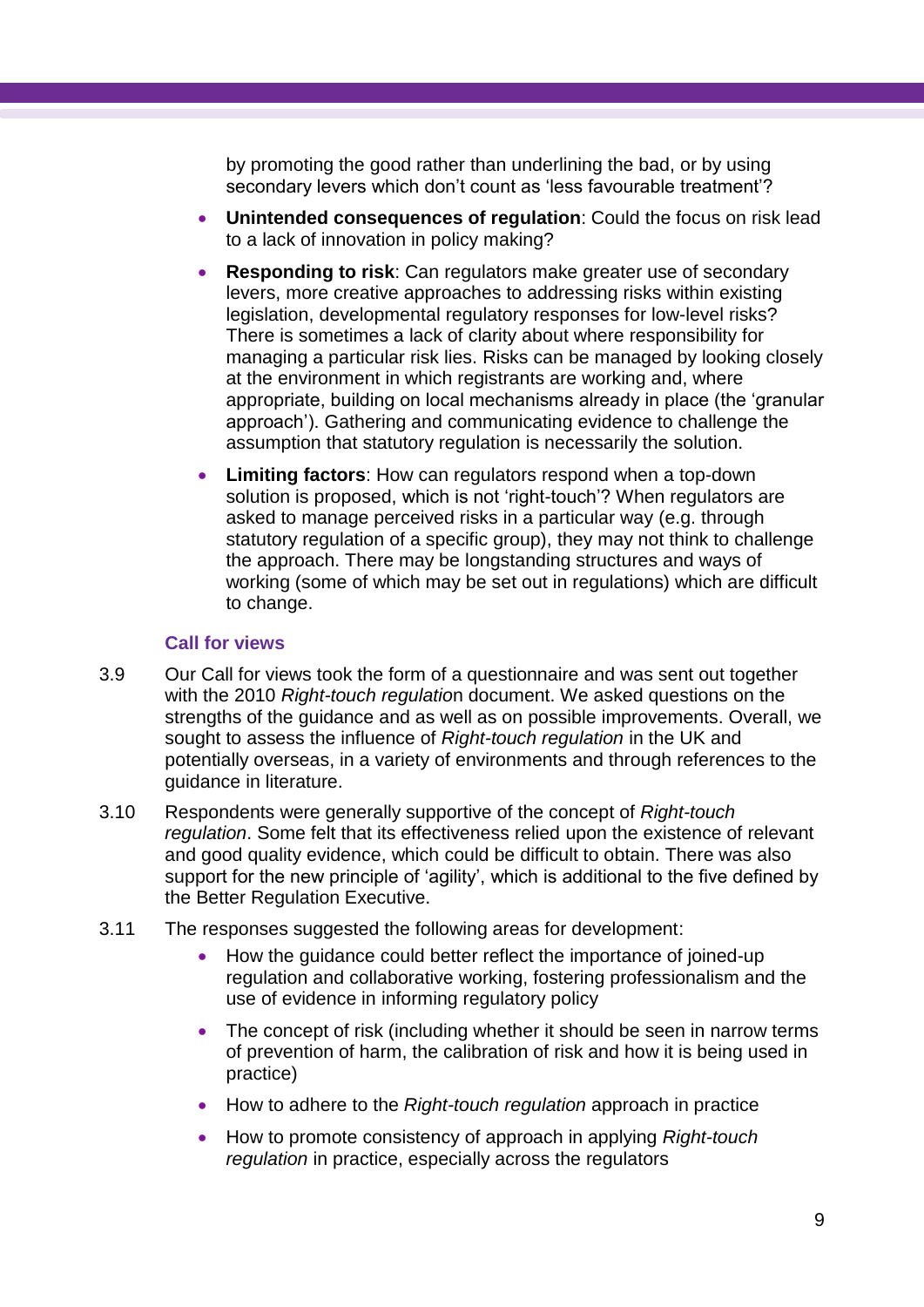by promoting the good rather than underlining the bad, or by using secondary levers which don't count as 'less favourable treatment'?

- **Unintended consequences of regulation**: Could the focus on risk lead to a lack of innovation in policy making?
- **Responding to risk**: Can regulators make greater use of secondary levers, more creative approaches to addressing risks within existing legislation, developmental regulatory responses for low-level risks? There is sometimes a lack of clarity about where responsibility for managing a particular risk lies. Risks can be managed by looking closely at the environment in which registrants are working and, where appropriate, building on local mechanisms already in place (the 'granular approach'). Gathering and communicating evidence to challenge the assumption that statutory regulation is necessarily the solution.
- **Limiting factors**: How can regulators respond when a top-down solution is proposed, which is not 'right-touch'? When regulators are asked to manage perceived risks in a particular way (e.g. through statutory regulation of a specific group), they may not think to challenge the approach. There may be longstanding structures and ways of working (some of which may be set out in regulations) which are difficult to change.

### Call for views

3.9 Our Call for views took the form of a questionnaire and was sent out together with the 2010 *Right-touch regulation* document. We asked questions on the strengths of the guidance and as well as on possible improvements. Overall, we sought to assess the influence of *Right-touch regulation* in the UK and potentially overseas, in a variety of environments and through references to the guidance in literature.

3.10 Respondents were generally supportive of the concept of *Right-touch regulation*. Some felt that its effectiveness relied upon the existence of relevant and good quality evidence, which could be difficult to obtain. There was also support for the new principle of 'agility', which is additional to the five defined by the Better Regulation Executive.

3.11 The responses suggested the following areas for development:

- How the guidance could better reflect the importance of joined-up regulation and collaborative working, fostering professionalism and the use of evidence in informing regulatory policy
- The concept of risk (including whether it should be seen in narrow terms of prevention of harm, the calibration of risk and how it is being used in practice)
- How to adhere to the *Right-touch regulation* approach in practice
- How to promote consistency of approach in applying *Right-touch regulation* in practice, especially across the regulators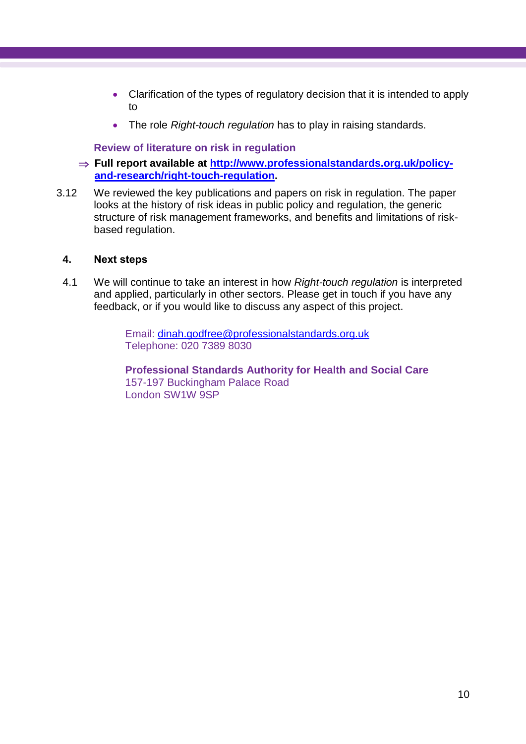- Clarification of the types of regulatory decision that it is intended to apply to
- The role *Right-touch regulation* has to play in raising standards.

### Review of literature on risk in regulation

⇒ **Full report available at [http://www.professionalstandards.org.uk/policy-and-research/right-touch-regulation](http://www.professionalstandards.org.uk/policy-and-research/right-touch-regulation).**

3.12 We reviewed the key publications and papers on risk in regulation. The paper looks at the history of risk ideas in public policy and regulation, the generic structure of risk management frameworks, and benefits and limitations of risk-based regulation.

## 4. Next steps

4.1 We will continue to take an interest in how *Right-touch regulation* is interpreted and applied, particularly in other sectors. Please get in touch if you have any feedback, or if you would like to discuss any aspect of this project.

Email: [dinah.godfree@professionalstandards.org.uk](mailto:dinah.godfree@professionalstandards.org.uk)
Telephone: 020 7389 8030

**Professional Standards Authority for Health and Social Care**
157-197 Buckingham Palace Road
London SW1W 9SP